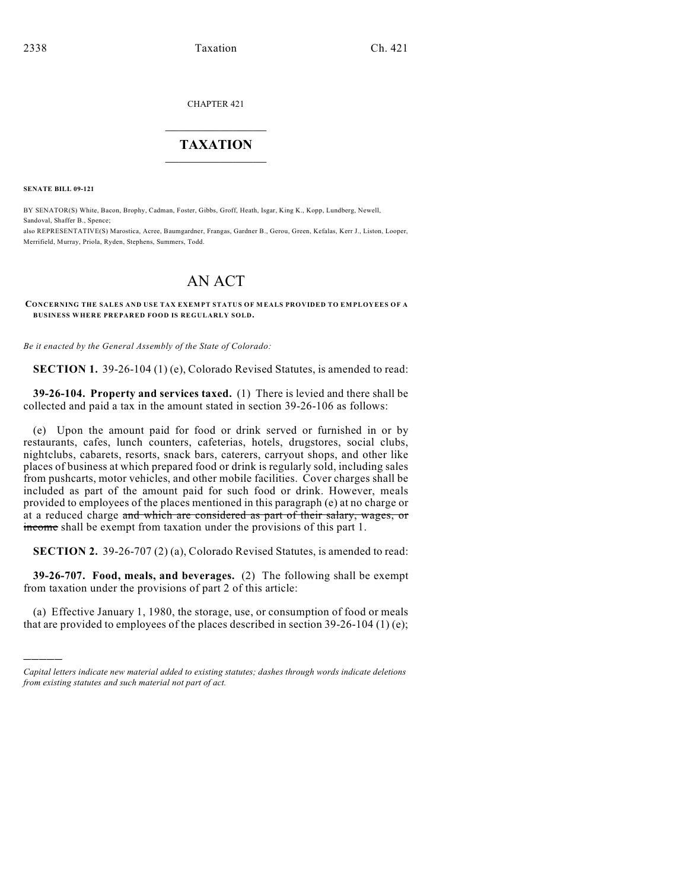CHAPTER 421

# TAXATION

**SENATE BILL 09-121**

BY SENATOR(S) White, Bacon, Brophy, Cadman, Foster, Gibbs, Groff, Heath, Isgar, King K., Kopp, Lundberg, Newell, Sandoval, Shaffer B., Spence;
also REPRESENTATIVE(S) Marostica, Acree, Baumgardner, Frangas, Gardner B., Gerou, Green, Kefalas, Kerr J., Liston, Looper, Merrifield, Murray, Priola, Ryden, Stephens, Summers, Todd.

# AN ACT

**CONCERNING THE SALES AND USE TAX EXEMPT STATUS OF MEALS PROVIDED TO EMPLOYEES OF A BUSINESS WHERE PREPARED FOOD IS REGULARLY SOLD.**

*Be it enacted by the General Assembly of the State of Colorado:*

**SECTION 1.** 39-26-104 (1) (e), Colorado Revised Statutes, is amended to read:

**39-26-104. Property and services taxed.** (1) There is levied and there shall be collected and paid a tax in the amount stated in section 39-26-106 as follows:

(e) Upon the amount paid for food or drink served or furnished in or by restaurants, cafes, lunch counters, cafeterias, hotels, drugstores, social clubs, nightclubs, cabarets, resorts, snack bars, caterers, carryout shops, and other like places of business at which prepared food or drink is regularly sold, including sales from pushcarts, motor vehicles, and other mobile facilities. Cover charges shall be included as part of the amount paid for such food or drink. However, meals provided to employees of the places mentioned in this paragraph (e) at no charge or at a reduced charge ~~and which are considered as part of their salary, wages, or income~~ shall be exempt from taxation under the provisions of this part 1.

**SECTION 2.** 39-26-707 (2) (a), Colorado Revised Statutes, is amended to read:

**39-26-707. Food, meals, and beverages.** (2) The following shall be exempt from taxation under the provisions of part 2 of this article:

(a) Effective January 1, 1980, the storage, use, or consumption of food or meals that are provided to employees of the places described in section 39-26-104 (1) (e);

---

*Capital letters indicate new material added to existing statutes; dashes through words indicate deletions from existing statutes and such material not part of act.*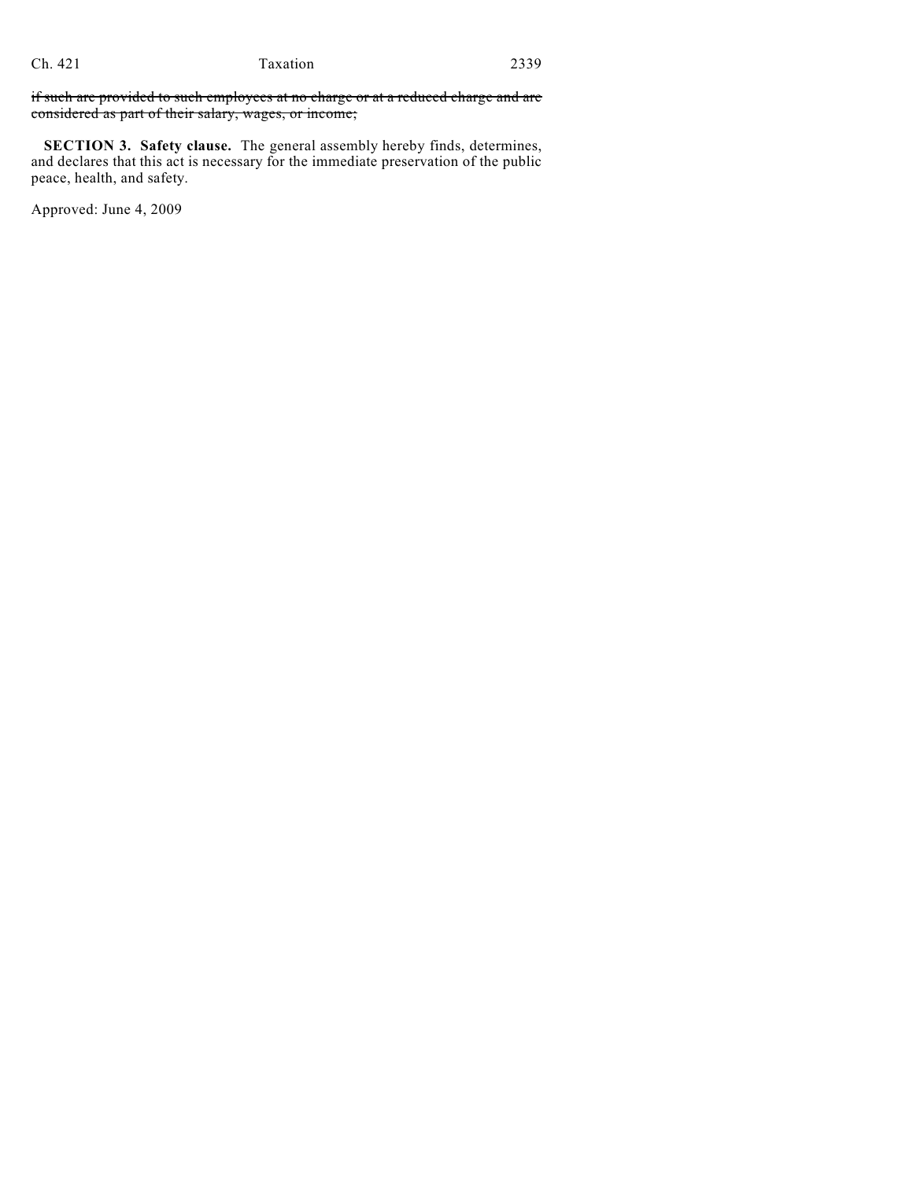~~if such are provided to such employees at no charge or at a reduced charge and are considered as part of their salary, wages, or income;~~

**SECTION 3. Safety clause.** The general assembly hereby finds, determines, and declares that this act is necessary for the immediate preservation of the public peace, health, and safety.

Approved: June 4, 2009